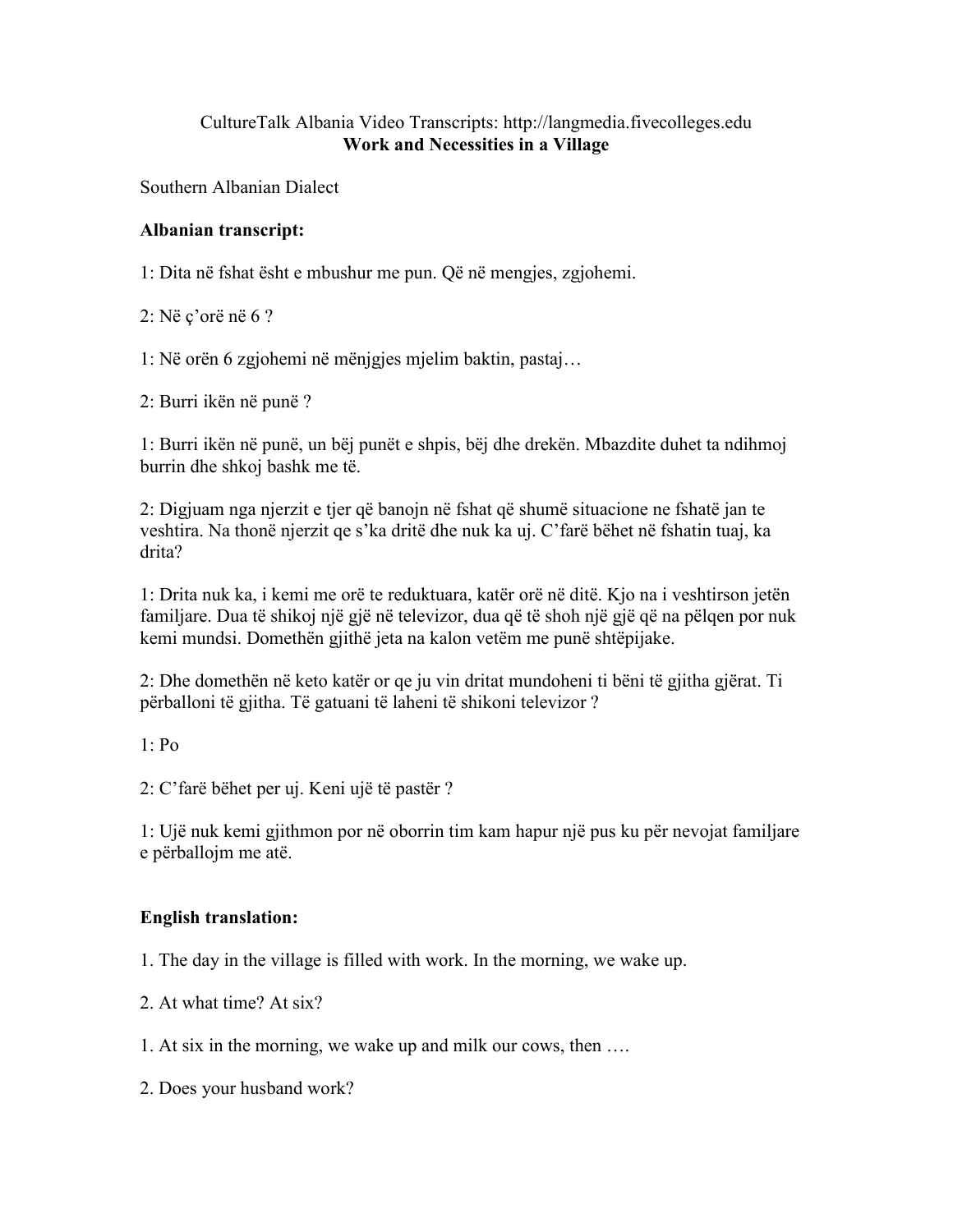CultureTalk Albania Video Transcripts: http://langmedia.fivecolleges.edu

**Work and Necessities in a Village**

Southern Albanian Dialect

**Albanian transcript:**

1: Dita në fshat ësht e mbushur me pun. Që në mengjes, zgjohemi.

2: Në ç'orë në 6 ?

1: Në orën 6 zgjohemi në mënjgjes mjelim baktin, pastaj…

2: Burri ikën në punë ?

1: Burri ikën në punë, un bëj punët e shpis, bëj dhe drekën. Mbazdite duhet ta ndihmoj burrin dhe shkoj bashk me të.

2: Digjuam nga njerzit e tjer që banojn në fshat që shumë situacione ne fshatë jan te veshtira. Na thonë njerzit qe s'ka dritë dhe nuk ka uj. C'farë bëhet në fshatin tuaj, ka drita?

1: Drita nuk ka, i kemi me orë te reduktuara, katër orë në ditë. Kjo na i veshtirson jetën familjare. Dua të shikoj një gjë në televizor, dua që të shoh një gjë që na pëlqen por nuk kemi mundsi. Domethën gjithë jeta na kalon vetëm me punë shtëpijake.

2: Dhe domethën në keto katër or qe ju vin dritat mundoheni ti bëni të gjitha gjërat. Ti përballoni të gjitha. Të gatuani të laheni të shikoni televizor ?

1: Po

2: C'farë bëhet per uj. Keni ujë të pastër ?

1: Ujë nuk kemi gjithmon por në oborrin tim kam hapur një pus ku për nevojat familjare e përballojm me atë.

**English translation:**

1. The day in the village is filled with work. In the morning, we wake up.

2. At what time? At six?

1. At six in the morning, we wake up and milk our cows, then ….

2. Does your husband work?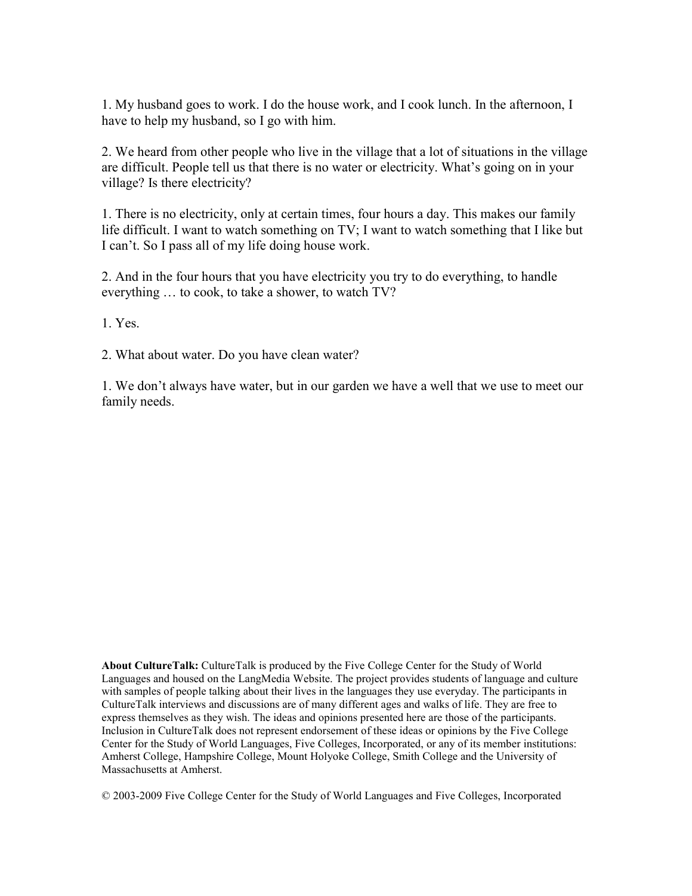1. My husband goes to work. I do the house work, and I cook lunch. In the afternoon, I have to help my husband, so I go with him.

2. We heard from other people who live in the village that a lot of situations in the village are difficult. People tell us that there is no water or electricity. What's going on in your village? Is there electricity?

1. There is no electricity, only at certain times, four hours a day. This makes our family life difficult. I want to watch something on TV; I want to watch something that I like but I can't. So I pass all of my life doing house work.

2. And in the four hours that you have electricity you try to do everything, to handle everything … to cook, to take a shower, to watch TV?

1. Yes.

2. What about water. Do you have clean water?

1. We don't always have water, but in our garden we have a well that we use to meet our family needs.

**About CultureTalk:** CultureTalk is produced by the Five College Center for the Study of World Languages and housed on the LangMedia Website. The project provides students of language and culture with samples of people talking about their lives in the languages they use everyday. The participants in CultureTalk interviews and discussions are of many different ages and walks of life. They are free to express themselves as they wish. The ideas and opinions presented here are those of the participants. Inclusion in CultureTalk does not represent endorsement of these ideas or opinions by the Five College Center for the Study of World Languages, Five Colleges, Incorporated, or any of its member institutions: Amherst College, Hampshire College, Mount Holyoke College, Smith College and the University of Massachusetts at Amherst.

© 2003-2009 Five College Center for the Study of World Languages and Five Colleges, Incorporated